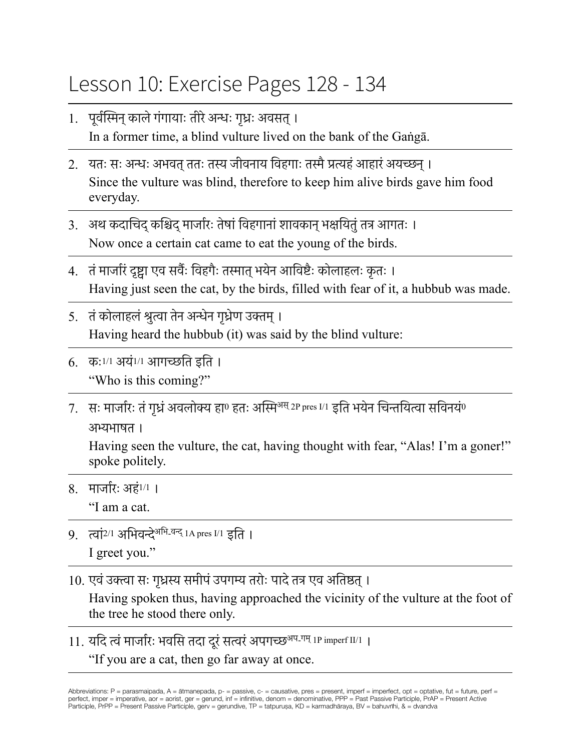# Lesson 10: Exercise Pages 128 - 134

1. पूर्वस्मिन् काले गंगायाः तीरे अन्धः गृध्रः अवसत् ।
   In a former time, a blind vulture lived on the bank of the Gaṅgā.

2. यतः सः अन्धः अभवत् ततः तस्य जीवनाय विहगाः तस्मै प्रत्यहं आहारं अयच्छन् ।
   Since the vulture was blind, therefore to keep him alive birds gave him food everyday.

3. अथ कदाचिद् कश्चिद् मार्जारः तेषां विहगानां शावकान् भक्षयितुं तत्र आगतः ।
   Now once a certain cat came to eat the young of the birds.

4. तं मार्जारं दृष्ट्वा एव सर्वैः विहगैः तस्मात् भयेन आविष्टैः कोलाहलः कृतः ।
   Having just seen the cat, by the birds, filled with fear of it, a hubbub was made.

5. तं कोलाहलं श्रुत्वा तेन अन्धेन गृध्रेण उक्तम् ।
   Having heard the hubbub (it) was said by the blind vulture:

6. कः1/1 अयं1/1 आगच्छति इति ।
   "Who is this coming?"

7. सः मार्जारः तं गृध्रं अवलोक्य हा0 हतः अस्मि अस् 2P pres I/1 इति भयेन चिन्तयित्वा सविनयं0 अभ्यभाषत ।
   Having seen the vulture, the cat, having thought with fear, "Alas! I'm a goner!" spoke politely.

8. मार्जारः अहं1/1 ।
   "I am a cat.

9. त्वां2/1 अभिवन्दे अभि-वन्द् 1A pres I/1 इति ।
   I greet you."

10. एवं उक्त्वा सः गृध्रस्य समीपं उपगम्य तरोः पादे तत्र एव अतिष्ठत् ।
    Having spoken thus, having approached the vicinity of the vulture at the foot of the tree he stood there only.

11. यदि त्वं मार्जारः भवसि तदा दूरं सत्वरं अपगच्छ अप-गम् 1P imperf II/1 ।
    "If you are a cat, then go far away at once.

Abbreviations: P = parasmaipada, A = ātmanepada, p- = passive, c- = causative, pres = present, imperf = imperfect, opt = optative, fut = future, perf = perfect, imper = imperative, aor = aorist, ger = gerund, inf = infinitive, denom = denominative, PPP = Past Passive Participle, PrAP = Present Active Participle, PrPP = Present Passive Participle, gerv = gerundive, TP = tatpuruṣa, KD = karmadhāraya, BV = bahuvrīhi, & = dvandva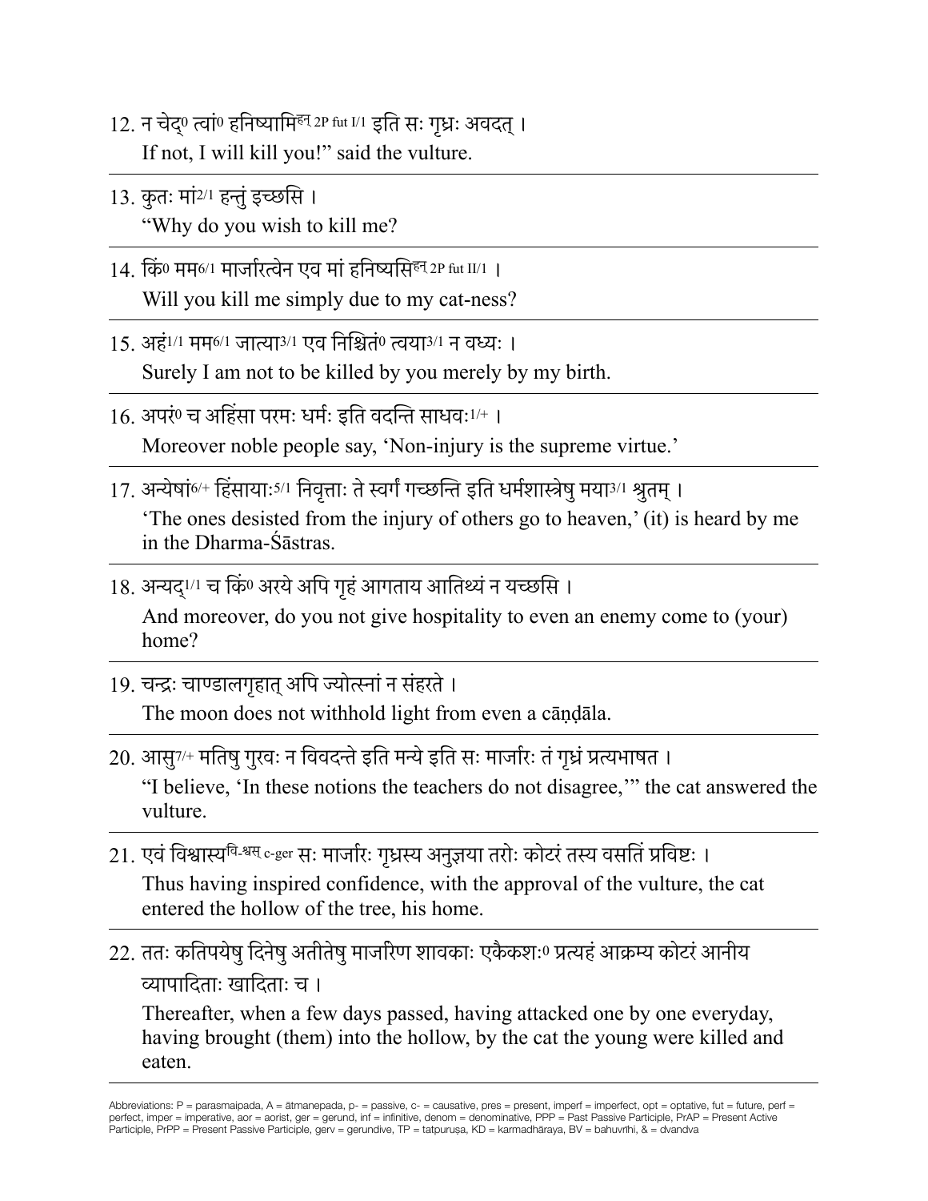12. न चेद्[0] त्वां[0] हनिष्यामि[हन् 2P fut I/1] इति सः गृध्रः अवदत् ।
    If not, I will kill you!" said the vulture.

---

13. कुतः मां[2/1] हन्तुं इच्छसि ।
    "Why do you wish to kill me?

---

14. किं[0] मम[6/1] मार्जारत्वेन एव मां हनिष्यसि[हन् 2P fut II/1] ।
    Will you kill me simply due to my cat-ness?

---

15. अहं[1/1] मम[6/1] जात्या[3/1] एव निश्चितं[0] त्वया[3/1] न वध्यः ।
    Surely I am not to be killed by you merely by my birth.

---

16. अपरं[0] च अहिंसा परमः धर्मः इति वदन्ति साधवः[1/+] ।
    Moreover noble people say, 'Non-injury is the supreme virtue.'

---

17. अन्येषां[6/+] हिंसायाः[5/1] निवृत्ताः ते स्वर्गं गच्छन्ति इति धर्मशास्त्रेषु मया[3/1] श्रुतम् ।
    'The ones desisted from the injury of others go to heaven,' (it) is heard by me in the Dharma-Śāstras.

---

18. अन्यद्[1/1] च किं[0] अरये अपि गृहं आगताय आतिथ्यं न यच्छसि ।
    And moreover, do you not give hospitality to even an enemy come to (your) home?

---

19. चन्द्रः चाण्डालगृहात् अपि ज्योत्स्नां न संहरते ।
    The moon does not withhold light from even a cāṇḍāla.

---

20. आसु[7/+] मतिषु गुरवः न विवदन्ते इति मन्ये इति सः मार्जारः तं गृध्रं प्रत्यभाषत ।
    "I believe, 'In these notions the teachers do not disagree,'" the cat answered the vulture.

---

21. एवं विश्वास्य[वि-श्वस् c-ger] सः मार्जारः गृध्रस्य अनुज्ञया तरोः कोटरं तस्य वसतिं प्रविष्टः ।
    Thus having inspired confidence, with the approval of the vulture, the cat entered the hollow of the tree, his home.

---

22. ततः कतिपयेषु दिनेषु अतीतेषु मार्जारेण शावकाः एकैकशः[0] प्रत्यहं आक्रम्य कोटरं आनीय व्यापादिताः खादिताः च ।
    Thereafter, when a few days passed, having attacked one by one everyday, having brought (them) into the hollow, by the cat the young were killed and eaten.

---

Abbreviations: P = parasmaipada, A = ātmanepada, p- = passive, c- = causative, pres = present, imperf = imperfect, opt = optative, fut = future, perf = perfect, imper = imperative, aor = aorist, ger = gerund, inf = infinitive, denom = denominative, PPP = Past Passive Participle, PrAP = Present Active Participle, PrPP = Present Passive Participle, gerv = gerundive, TP = tatpuruṣa, KD = karmadhāraya, BV = bahuvrīhi, & = dvandva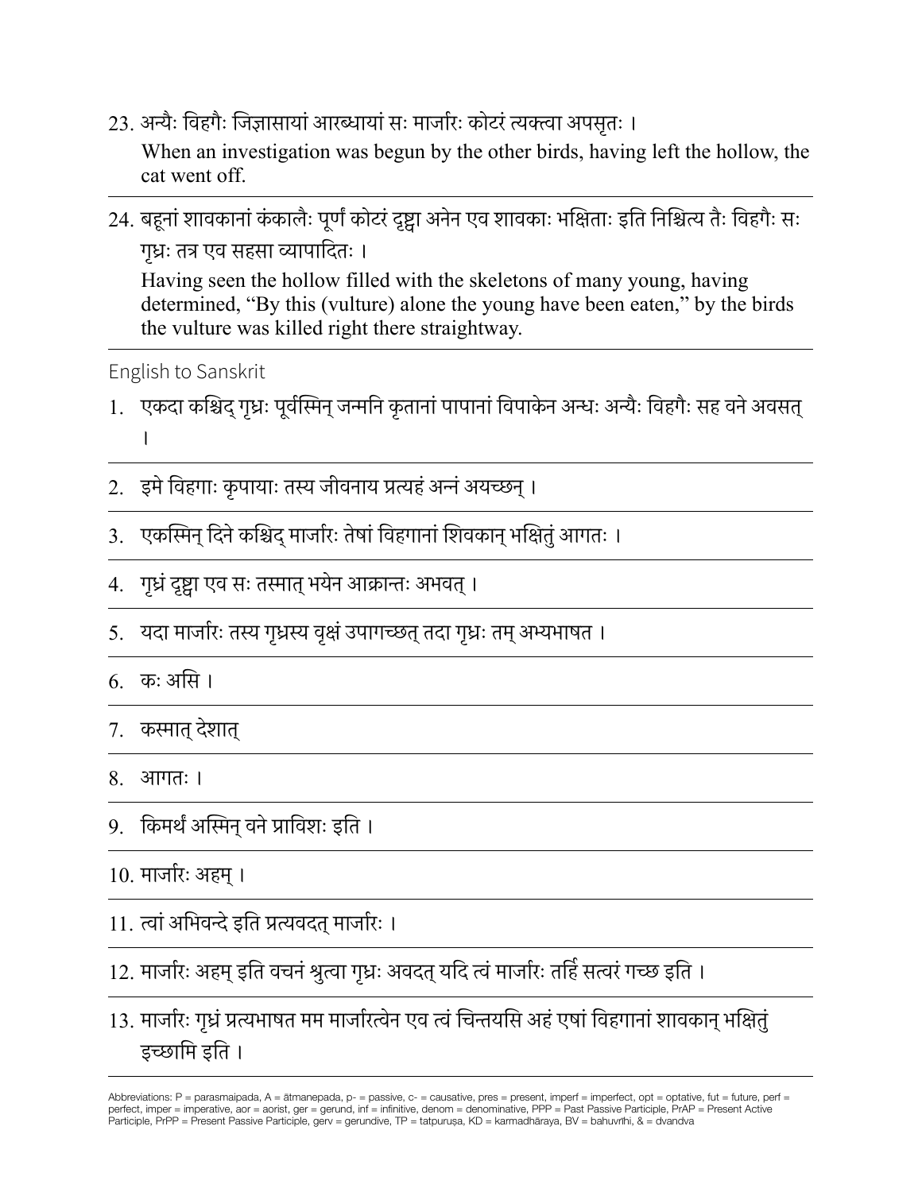23. अन्यैः विहगैः जिज्ञासायां आरब्धायां सः मार्जारः कोटरं त्यक्त्वा अपसृतः ।

    When an investigation was begun by the other birds, having left the hollow, the cat went off.

---

24. बहूनां शावकानां कंकालैः पूर्णं कोटरं दृष्ट्वा अनेन एव शावकाः भक्षिताः इति निश्चित्य तैः विहगैः सः गृध्रः तत्र एव सहसा व्यापादितः ।

    Having seen the hollow filled with the skeletons of many young, having determined, "By this (vulture) alone the young have been eaten," by the birds the vulture was killed right there straightway.

---

English to Sanskrit

1. एकदा कश्चिद् गृध्रः पूर्वस्मिन् जन्मनि कृतानां पापानां विपाकेन अन्धः अन्यैः विहगैः सह वने अवसत् ।

---

2. इमे विहगाः कृपायाः तस्य जीवनाय प्रत्यहं अन्नं अयच्छन् ।

---

3. एकस्मिन् दिने कश्चिद् मार्जारः तेषां विहगानां शिवकान् भक्षितुं आगतः ।

---

4. गृध्रं दृष्ट्वा एव सः तस्मात् भयेन आक्रान्तः अभवत् ।

---

5. यदा मार्जारः तस्य गृध्रस्य वृक्षं उपागच्छत् तदा गृध्रः तम् अभ्यभाषत ।

---

6. कः असि ।

---

7. कस्मात् देशात्

---

8. आगतः ।

---

9. किमर्थं अस्मिन् वने प्राविशः इति ।

---

10. मार्जारः अहम् ।

---

11. त्वां अभिवन्दे इति प्रत्यवदत् मार्जारः ।

---

12. मार्जारः अहम् इति वचनं श्रुत्वा गृध्रः अवदत् यदि त्वं मार्जारः तर्हि सत्वरं गच्छ इति ।

---

13. मार्जारः गृध्रं प्रत्यभाषत मम मार्जारत्वेन एव त्वं चिन्तयसि अहं एषां विहगानां शावकान् भक्षितुं इच्छामि इति ।

---

Abbreviations: P = parasmaipada, A = ātmanepada, p- = passive, c- = causative, pres = present, imperf = imperfect, opt = optative, fut = future, perf = perfect, imper = imperative, aor = aorist, ger = gerund, inf = infinitive, denom = denominative, PPP = Past Passive Participle, PrAP = Present Active Participle, PrPP = Present Passive Participle, gerv = gerundive, TP = tatpuruṣa, KD = karmadhāraya, BV = bahuvrīhi, & = dvandva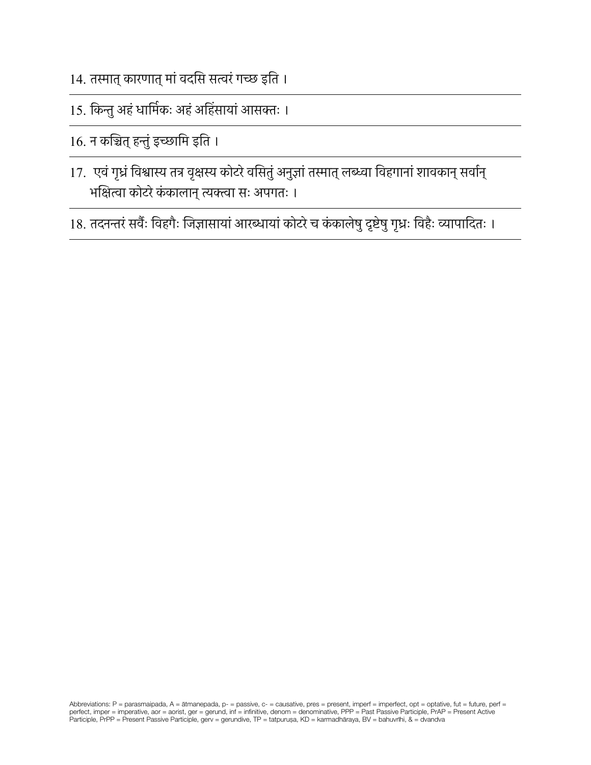14. तस्मात् कारणात् मां वदसि सत्वरं गच्छ इति ।

15. किन्तु अहं धार्मिकः अहं अहिंसायां आसक्तः ।

16. न कञ्चित् हन्तुं इच्छामि इति ।

17. एवं गृध्रं विश्वास्य तत्र वृक्षस्य कोटरे वसितुं अनुज्ञां तस्मात् लब्ध्वा विहगानां शावकान् सर्वान् भक्षित्वा कोटरे कंकालान् त्यक्त्वा सः अपगतः ।

18. तदनन्तरं सर्वैः विहगैः जिज्ञासायां आरब्धायां कोटरे च कंकालेषु दृष्टेषु गृध्रः विहैः व्यापादितः ।

Abbreviations: P = parasmaipada, A = ātmanepada, p- = passive, c- = causative, pres = present, imperf = imperfect, opt = optative, fut = future, perf = perfect, imper = imperative, aor = aorist, ger = gerund, inf = infinitive, denom = denominative, PPP = Past Passive Participle, PrAP = Present Active Participle, PrPP = Present Passive Participle, gerv = gerundive, TP = tatpuruṣa, KD = karmadhāraya, BV = bahuvrīhi, & = dvandva